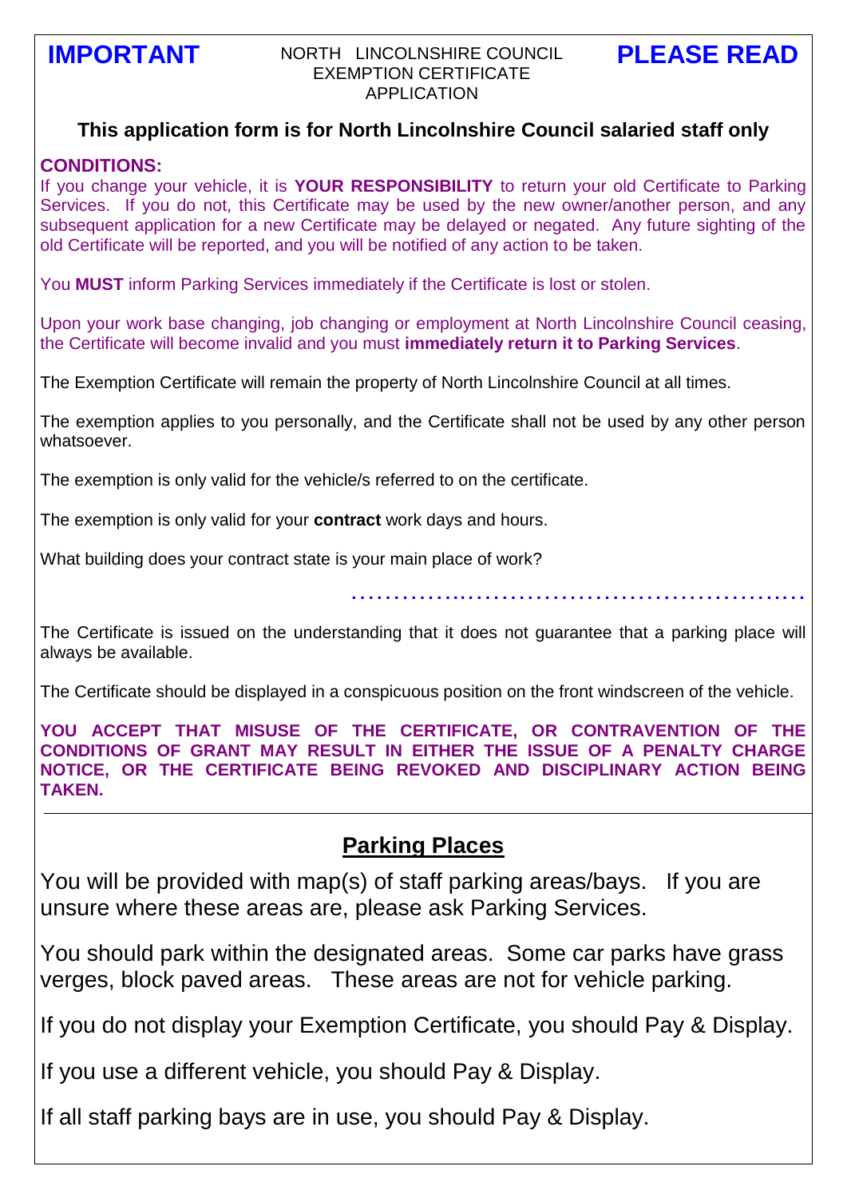**IMPORTANT** NORTH LINCOLNSHIRE COUNCIL EXEMPTION CERTIFICATE APPLICATION **PLEASE READ**

**This application form is for North Lincolnshire Council salaried staff only**

**CONDITIONS:**

If you change your vehicle, it is **YOUR RESPONSIBILITY** to return your old Certificate to Parking Services. If you do not, this Certificate may be used by the new owner/another person, and any subsequent application for a new Certificate may be delayed or negated. Any future sighting of the old Certificate will be reported, and you will be notified of any action to be taken.

You **MUST** inform Parking Services immediately if the Certificate is lost or stolen.

Upon your work base changing, job changing or employment at North Lincolnshire Council ceasing, the Certificate will become invalid and you must **immediately return it to Parking Services**.

The Exemption Certificate will remain the property of North Lincolnshire Council at all times.

The exemption applies to you personally, and the Certificate shall not be used by any other person whatsoever.

The exemption is only valid for the vehicle/s referred to on the certificate.

The exemption is only valid for your **contract** work days and hours.

What building does your contract state is your main place of work?

.......................................................

The Certificate is issued on the understanding that it does not guarantee that a parking place will always be available.

The Certificate should be displayed in a conspicuous position on the front windscreen of the vehicle.

**YOU ACCEPT THAT MISUSE OF THE CERTIFICATE, OR CONTRAVENTION OF THE CONDITIONS OF GRANT MAY RESULT IN EITHER THE ISSUE OF A PENALTY CHARGE NOTICE, OR THE CERTIFICATE BEING REVOKED AND DISCIPLINARY ACTION BEING TAKEN.**

## Parking Places

You will be provided with map(s) of staff parking areas/bays. If you are unsure where these areas are, please ask Parking Services.

You should park within the designated areas. Some car parks have grass verges, block paved areas. These areas are not for vehicle parking.

If you do not display your Exemption Certificate, you should Pay & Display.

If you use a different vehicle, you should Pay & Display.

If all staff parking bays are in use, you should Pay & Display.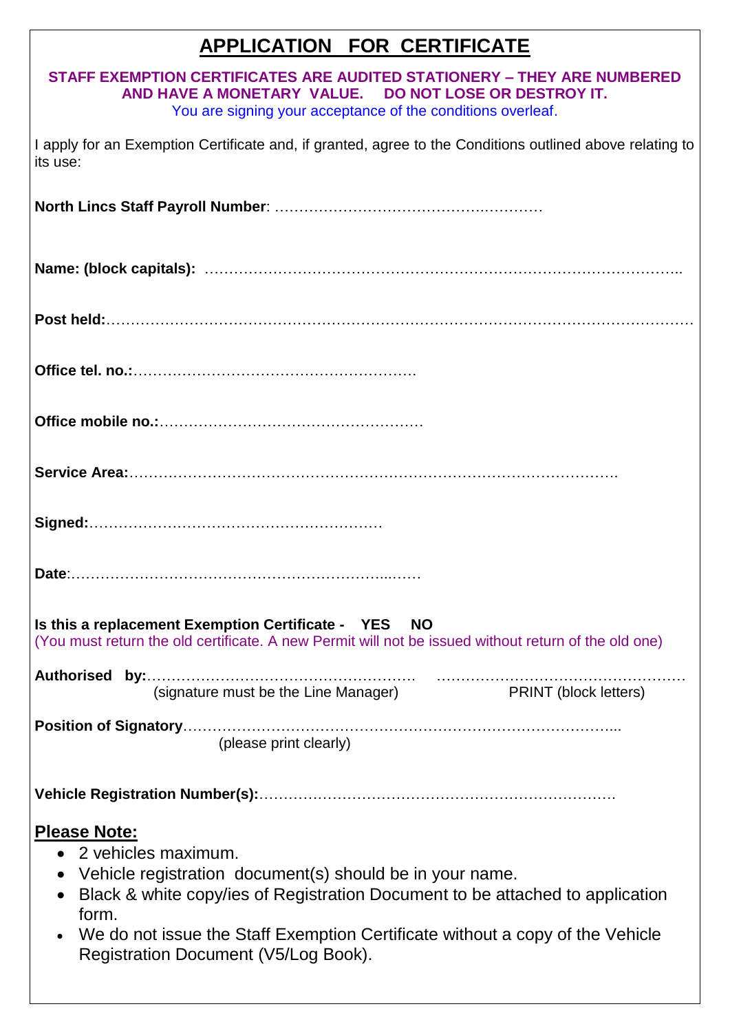# APPLICATION FOR CERTIFICATE

**STAFF EXEMPTION CERTIFICATES ARE AUDITED STATIONERY – THEY ARE NUMBERED AND HAVE A MONETARY VALUE. DO NOT LOSE OR DESTROY IT.**

You are signing your acceptance of the conditions overleaf.

I apply for an Exemption Certificate and, if granted, agree to the Conditions outlined above relating to its use:

**North Lincs Staff Payroll Number**: ………………………………………………

**Name: (block capitals):** ………………………………………………………………………………

**Post held:**……………………………………………………………………………………………………

**Office tel. no.:**…………………………………………………

**Office mobile no.:**………………………………………………

**Service Area:**………………………………………………………………………………………

**Signed:**……………………………………………………

**Date**:……………………………………………………………

**Is this a replacement Exemption Certificate - YES NO**
(You must return the old certificate. A new Permit will not be issued without return of the old one)

**Authorised by:**……………………………………………… ……………………………………………
(signature must be the Line Manager) PRINT (block letters)

**Position of Signatory**……………………………………………………………………………
(please print clearly)

**Vehicle Registration Number(s):**………………………………………………………………

## Please Note:

- 2 vehicles maximum.
- Vehicle registration document(s) should be in your name.
- Black & white copy/ies of Registration Document to be attached to application form.
- We do not issue the Staff Exemption Certificate without a copy of the Vehicle Registration Document (V5/Log Book).